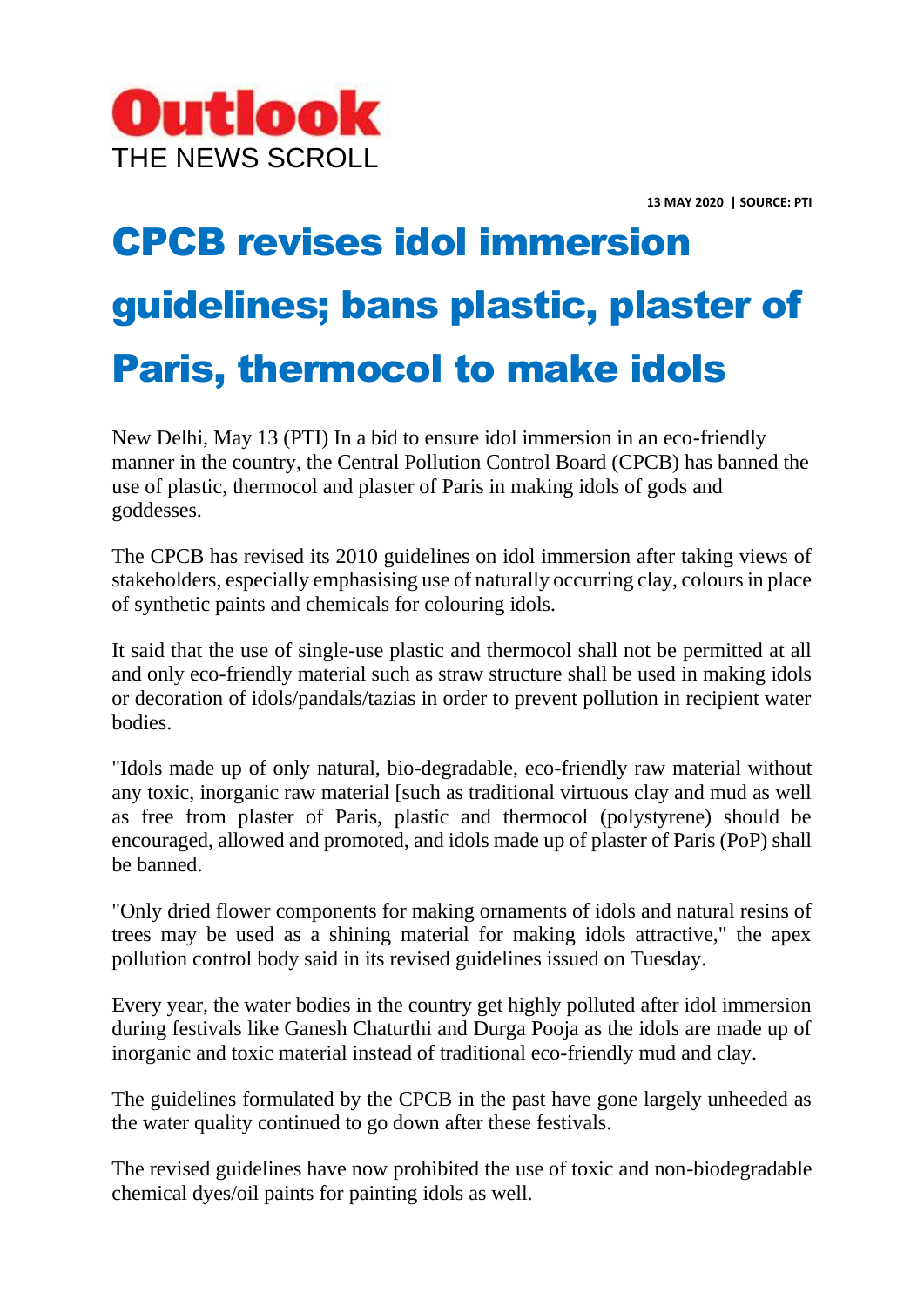**Outlook**
THE NEWS SCROLL

**13 MAY 2020 | SOURCE: PTI**

# CPCB revises idol immersion guidelines; bans plastic, plaster of Paris, thermocol to make idols

New Delhi, May 13 (PTI) In a bid to ensure idol immersion in an eco-friendly manner in the country, the Central Pollution Control Board (CPCB) has banned the use of plastic, thermocol and plaster of Paris in making idols of gods and goddesses.

The CPCB has revised its 2010 guidelines on idol immersion after taking views of stakeholders, especially emphasising use of naturally occurring clay, colours in place of synthetic paints and chemicals for colouring idols.

It said that the use of single-use plastic and thermocol shall not be permitted at all and only eco-friendly material such as straw structure shall be used in making idols or decoration of idols/pandals/tazias in order to prevent pollution in recipient water bodies.

"Idols made up of only natural, bio-degradable, eco-friendly raw material without any toxic, inorganic raw material [such as traditional virtuous clay and mud as well as free from plaster of Paris, plastic and thermocol (polystyrene) should be encouraged, allowed and promoted, and idols made up of plaster of Paris (PoP) shall be banned.

"Only dried flower components for making ornaments of idols and natural resins of trees may be used as a shining material for making idols attractive," the apex pollution control body said in its revised guidelines issued on Tuesday.

Every year, the water bodies in the country get highly polluted after idol immersion during festivals like Ganesh Chaturthi and Durga Pooja as the idols are made up of inorganic and toxic material instead of traditional eco-friendly mud and clay.

The guidelines formulated by the CPCB in the past have gone largely unheeded as the water quality continued to go down after these festivals.

The revised guidelines have now prohibited the use of toxic and non-biodegradable chemical dyes/oil paints for painting idols as well.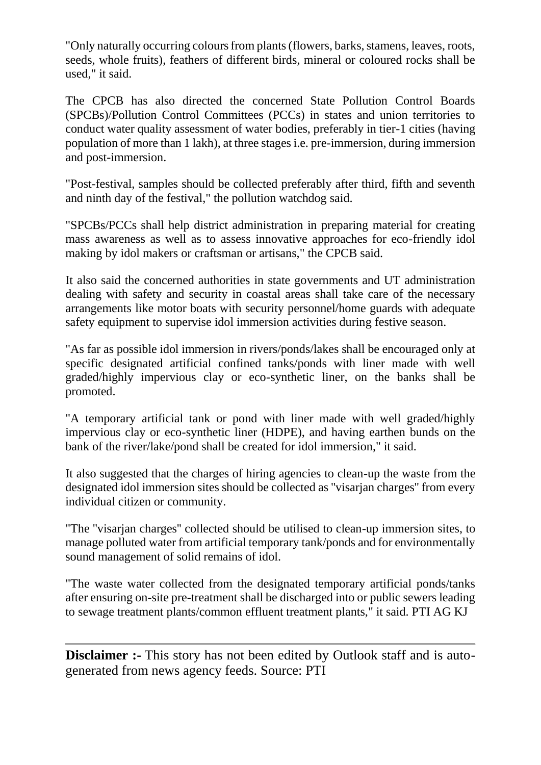"Only naturally occurring colours from plants (flowers, barks, stamens, leaves, roots, seeds, whole fruits), feathers of different birds, mineral or coloured rocks shall be used," it said.

The CPCB has also directed the concerned State Pollution Control Boards (SPCBs)/Pollution Control Committees (PCCs) in states and union territories to conduct water quality assessment of water bodies, preferably in tier-1 cities (having population of more than 1 lakh), at three stages i.e. pre-immersion, during immersion and post-immersion.

"Post-festival, samples should be collected preferably after third, fifth and seventh and ninth day of the festival," the pollution watchdog said.

"SPCBs/PCCs shall help district administration in preparing material for creating mass awareness as well as to assess innovative approaches for eco-friendly idol making by idol makers or craftsman or artisans," the CPCB said.

It also said the concerned authorities in state governments and UT administration dealing with safety and security in coastal areas shall take care of the necessary arrangements like motor boats with security personnel/home guards with adequate safety equipment to supervise idol immersion activities during festive season.

"As far as possible idol immersion in rivers/ponds/lakes shall be encouraged only at specific designated artificial confined tanks/ponds with liner made with well graded/highly impervious clay or eco-synthetic liner, on the banks shall be promoted.

"A temporary artificial tank or pond with liner made with well graded/highly impervious clay or eco-synthetic liner (HDPE), and having earthen bunds on the bank of the river/lake/pond shall be created for idol immersion," it said.

It also suggested that the charges of hiring agencies to clean-up the waste from the designated idol immersion sites should be collected as "visarjan charges" from every individual citizen or community.

"The "visarjan charges" collected should be utilised to clean-up immersion sites, to manage polluted water from artificial temporary tank/ponds and for environmentally sound management of solid remains of idol.

"The waste water collected from the designated temporary artificial ponds/tanks after ensuring on-site pre-treatment shall be discharged into or public sewers leading to sewage treatment plants/common effluent treatment plants," it said. PTI AG KJ

---

**Disclaimer :-** This story has not been edited by Outlook staff and is auto-generated from news agency feeds. Source: PTI